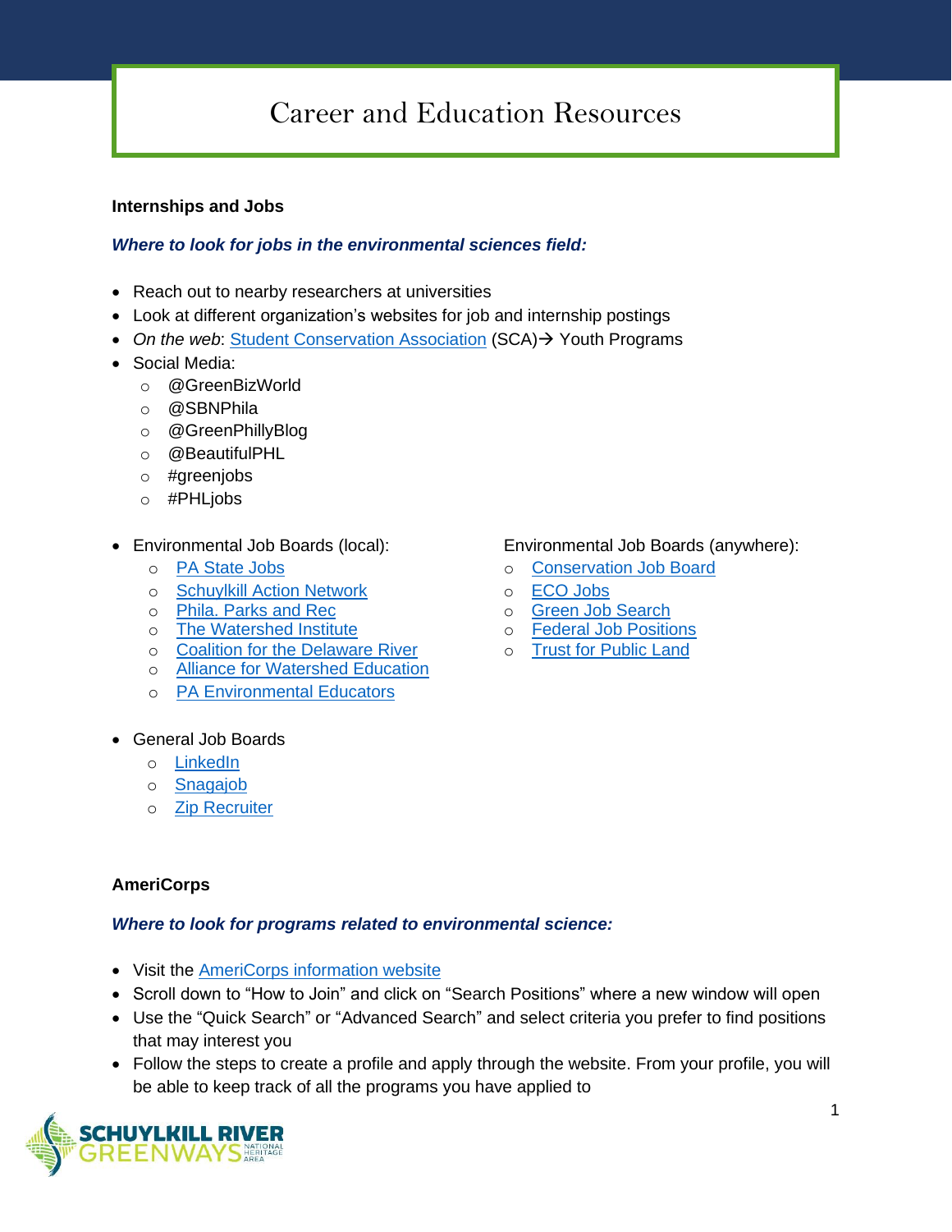# Career and Education Resources

### Internships and Jobs

***Where to look for jobs in the environmental sciences field:***

- Reach out to nearby researchers at universities
- Look at different organization's websites for job and internship postings
- *On the web*: Student Conservation Association (SCA)→ Youth Programs
- Social Media:
  - @GreenBizWorld
  - @SBNPhila
  - @GreenPhillyBlog
  - @BeautifulPHL
  - #greenjobs
  - #PHLjobs

- Environmental Job Boards (local):
  - PA State Jobs
  - Schuylkill Action Network
  - Phila. Parks and Rec
  - The Watershed Institute
  - Coalition for the Delaware River
  - Alliance for Watershed Education
  - PA Environmental Educators

Environmental Job Boards (anywhere):
  - Conservation Job Board
  - ECO Jobs
  - Green Job Search
  - Federal Job Positions
  - Trust for Public Land

- General Job Boards
  - LinkedIn
  - Snagajob
  - Zip Recruiter

### AmeriCorps

***Where to look for programs related to environmental science:***

- Visit the AmeriCorps information website
- Scroll down to "How to Join" and click on "Search Positions" where a new window will open
- Use the "Quick Search" or "Advanced Search" and select criteria you prefer to find positions that may interest you
- Follow the steps to create a profile and apply through the website. From your profile, you will be able to keep track of all the programs you have applied to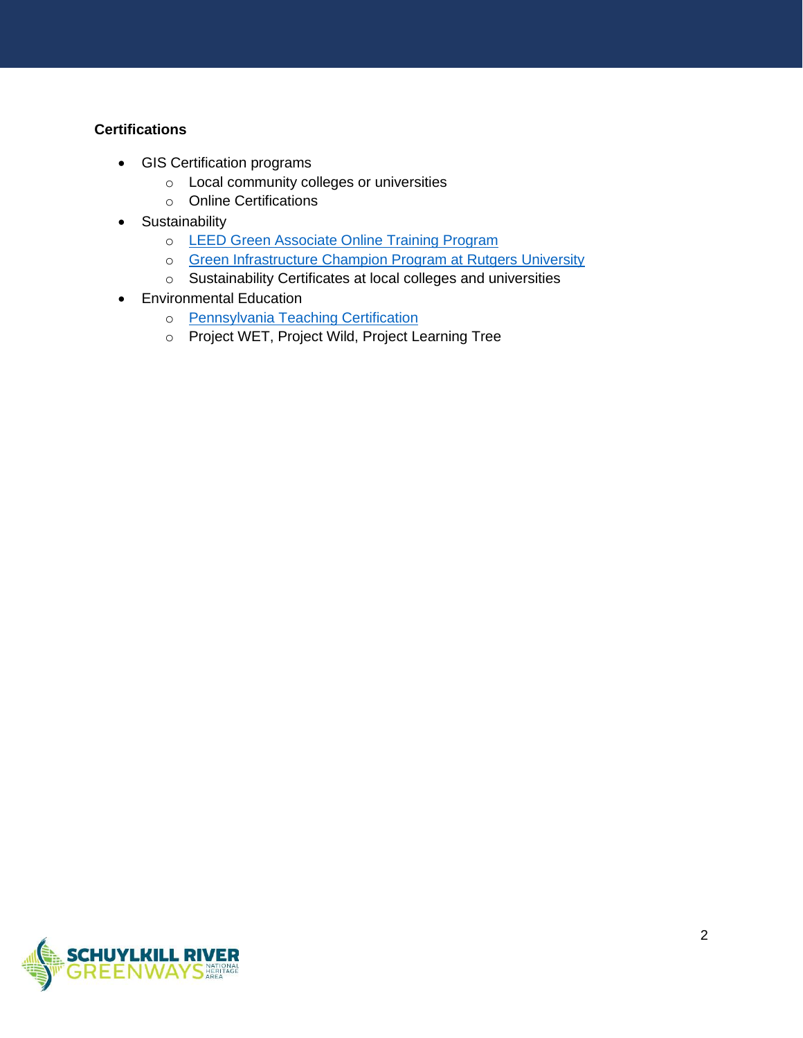**Certifications**

- GIS Certification programs
  - Local community colleges or universities
  - Online Certifications
- Sustainability
  - LEED Green Associate Online Training Program
  - Green Infrastructure Champion Program at Rutgers University
  - Sustainability Certificates at local colleges and universities
- Environmental Education
  - Pennsylvania Teaching Certification
  - Project WET, Project Wild, Project Learning Tree